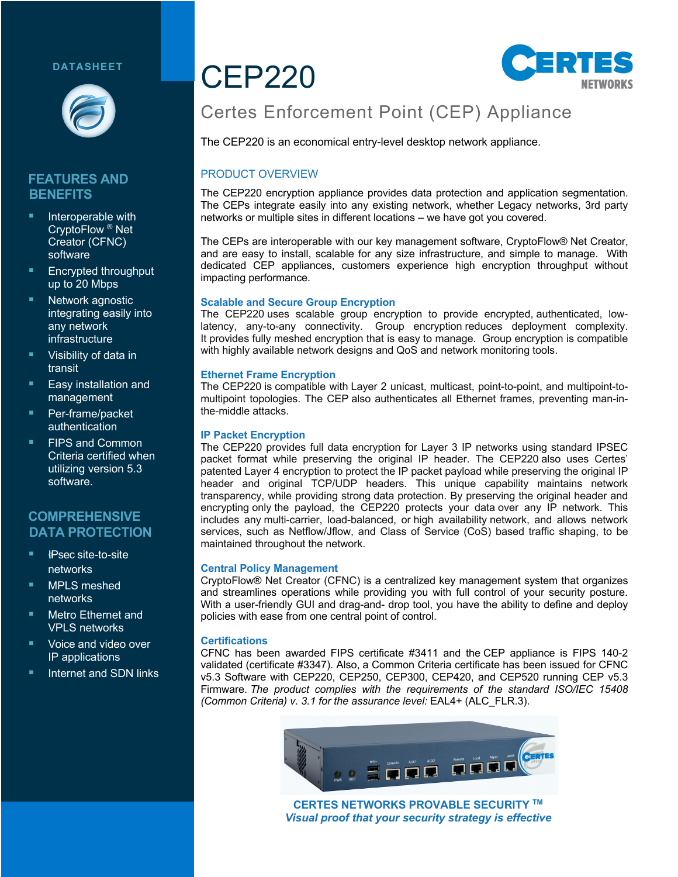DATASHEET

# CEP220

## Certes Enforcement Point (CEP) Appliance

The CEP220 is an economical entry-level desktop network appliance.

## FEATURES AND BENEFITS

- Interoperable with CryptoFlow ® Net Creator (CFNC) software
- Encrypted throughput up to 20 Mbps
- Network agnostic integrating easily into any network infrastructure
- Visibility of data in transit
- Easy installation and management
- Per-frame/packet authentication
- FIPS and Common Criteria certified when utilizing version 5.3 software.

## COMPREHENSIVE DATA PROTECTION

- IPsec site-to-site networks
- MPLS meshed networks
- Metro Ethernet and VPLS networks
- Voice and video over IP applications
- Internet and SDN links

## PRODUCT OVERVIEW

The CEP220 encryption appliance provides data protection and application segmentation. The CEPs integrate easily into any existing network, whether Legacy networks, 3rd party networks or multiple sites in different locations – we have got you covered.

The CEPs are interoperable with our key management software, CryptoFlow® Net Creator, and are easy to install, scalable for any size infrastructure, and simple to manage. With dedicated CEP appliances, customers experience high encryption throughput without impacting performance.

### Scalable and Secure Group Encryption

The CEP220 uses scalable group encryption to provide encrypted, authenticated, low-latency, any-to-any connectivity. Group encryption reduces deployment complexity. It provides fully meshed encryption that is easy to manage. Group encryption is compatible with highly available network designs and QoS and network monitoring tools.

### Ethernet Frame Encryption

The CEP220 is compatible with Layer 2 unicast, multicast, point-to-point, and multipoint-to-multipoint topologies. The CEP also authenticates all Ethernet frames, preventing man-in-the-middle attacks.

### IP Packet Encryption

The CEP220 provides full data encryption for Layer 3 IP networks using standard IPSEC packet format while preserving the original IP header. The CEP220 also uses Certes' patented Layer 4 encryption to protect the IP packet payload while preserving the original IP header and original TCP/UDP headers. This unique capability maintains network transparency, while providing strong data protection. By preserving the original header and encrypting only the payload, the CEP220 protects your data over any IP network. This includes any multi-carrier, load-balanced, or high availability network, and allows network services, such as Netflow/Jflow, and Class of Service (CoS) based traffic shaping, to be maintained throughout the network.

### Central Policy Management

CryptoFlow® Net Creator (CFNC) is a centralized key management system that organizes and streamlines operations while providing you with full control of your security posture. With a user-friendly GUI and drag-and- drop tool, you have the ability to define and deploy policies with ease from one central point of control.

### Certifications

CFNC has been awarded FIPS certificate #3411 and the CEP appliance is FIPS 140-2 validated (certificate #3347). Also, a Common Criteria certificate has been issued for CFNC v5.3 Software with CEP220, CEP250, CEP300, CEP420, and CEP520 running CEP v5.3 Firmware. *The product complies with the requirements of the standard ISO/IEC 15408 (Common Criteria) v. 3.1 for the assurance level:* EAL4+ (ALC_FLR.3).

**CERTES NETWORKS PROVABLE SECURITY ™**

***Visual proof that your security strategy is effective***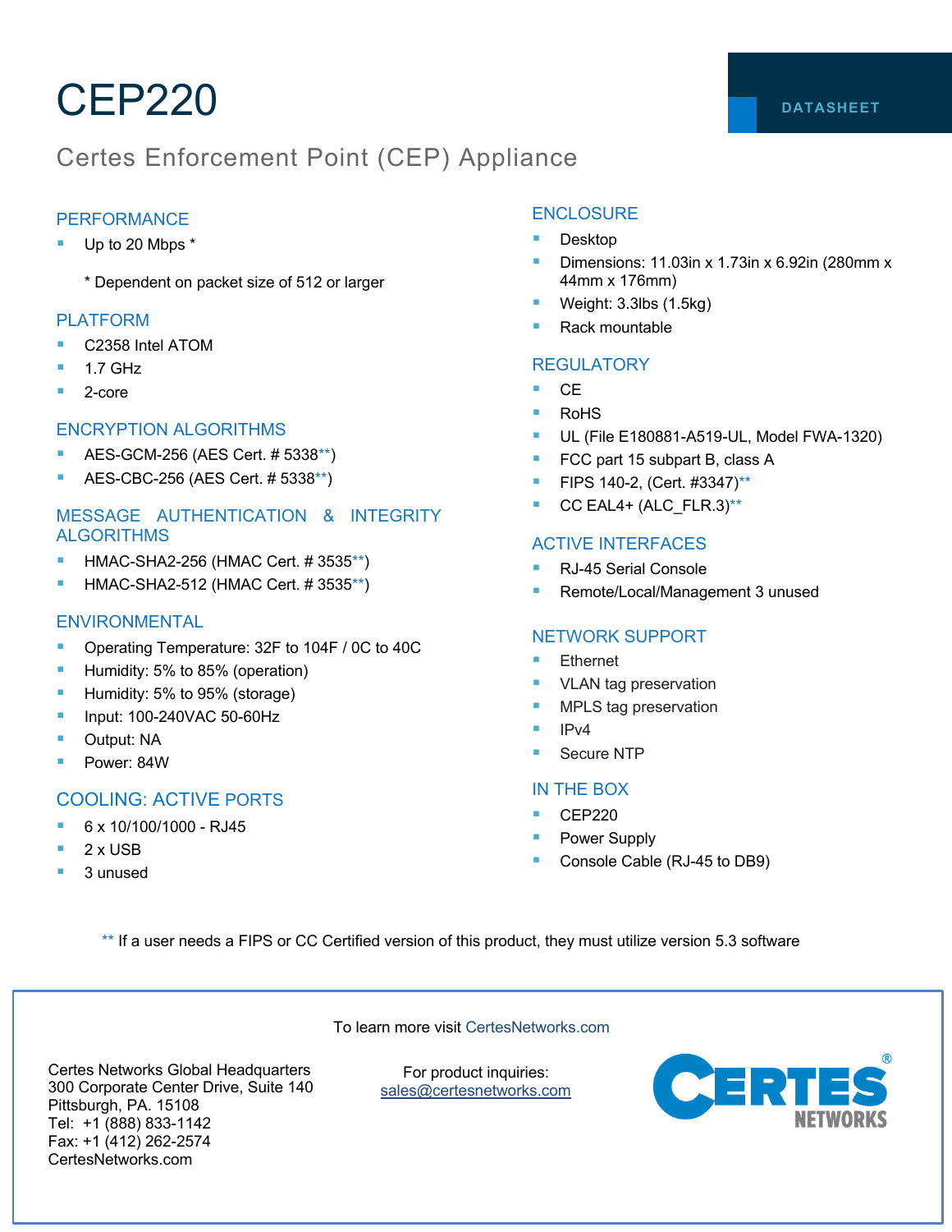# CEP220

DATASHEET

## Certes Enforcement Point (CEP) Appliance

### PERFORMANCE

- Up to 20 Mbps *

  * Dependent on packet size of 512 or larger

### PLATFORM

- C2358 Intel ATOM
- 1.7 GHz
- 2-core

### ENCRYPTION ALGORITHMS

- AES-GCM-256 (AES Cert. # 5338**)
- AES-CBC-256 (AES Cert. # 5338**)

### MESSAGE AUTHENTICATION & INTEGRITY ALGORITHMS

- HMAC-SHA2-256 (HMAC Cert. # 3535**)
- HMAC-SHA2-512 (HMAC Cert. # 3535**)

### ENVIRONMENTAL

- Operating Temperature: 32F to 104F / 0C to 40C
- Humidity: 5% to 85% (operation)
- Humidity: 5% to 95% (storage)
- Input: 100-240VAC 50-60Hz
- Output: NA
- Power: 84W

### COOLING: ACTIVE PORTS

- 6 x 10/100/1000 - RJ45
- 2 x USB
- 3 unused

### ENCLOSURE

- Desktop
- Dimensions: 11.03in x 1.73in x 6.92in (280mm x 44mm x 176mm)
- Weight: 3.3lbs (1.5kg)
- Rack mountable

### REGULATORY

- CE
- RoHS
- UL (File E180881-A519-UL, Model FWA-1320)
- FCC part 15 subpart B, class A
- FIPS 140-2, (Cert. #3347)**
- CC EAL4+ (ALC_FLR.3)**

### ACTIVE INTERFACES

- RJ-45 Serial Console
- Remote/Local/Management 3 unused

### NETWORK SUPPORT

- Ethernet
- VLAN tag preservation
- MPLS tag preservation
- IPv4
- Secure NTP

### IN THE BOX

- CEP220
- Power Supply
- Console Cable (RJ-45 to DB9)

** If a user needs a FIPS or CC Certified version of this product, they must utilize version 5.3 software

To learn more visit CertesNetworks.com

Certes Networks Global Headquarters
300 Corporate Center Drive, Suite 140
Pittsburgh, PA. 15108
Tel: +1 (888) 833-1142
Fax: +1 (412) 262-2574
CertesNetworks.com

For product inquiries:
sales@certesnetworks.com

CERTES® NETWORKS